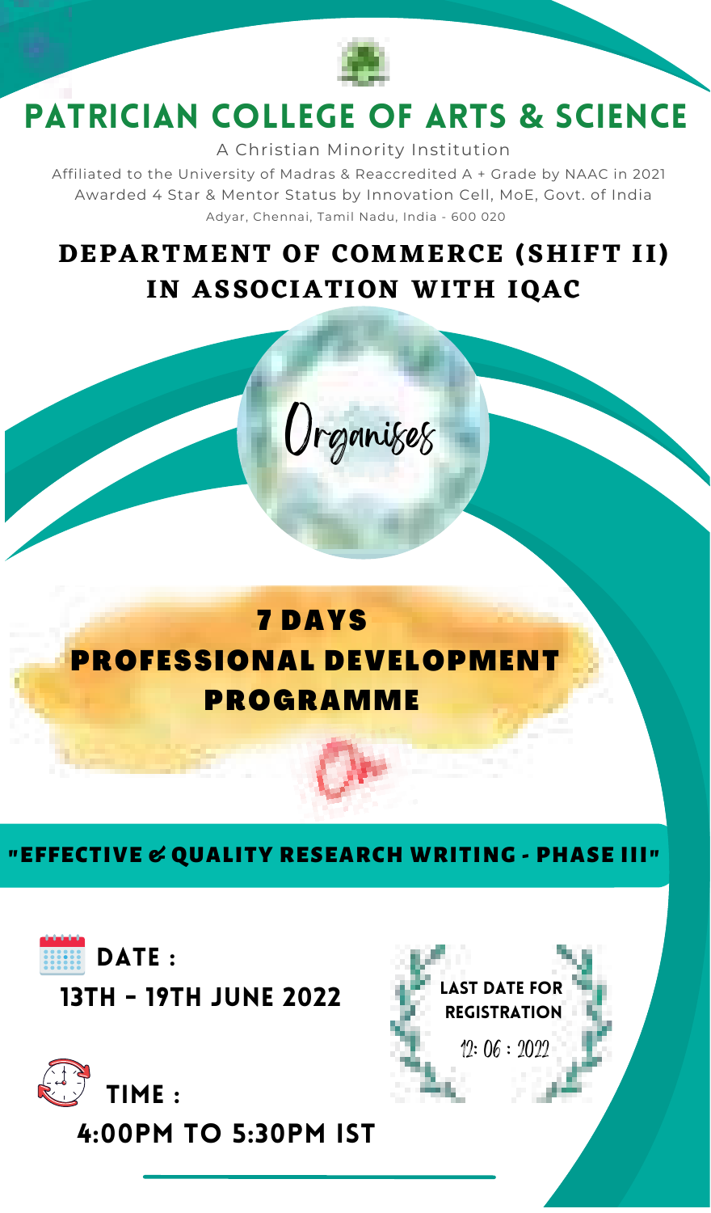# PATRICIAN COLLEGE OF ARTS & SCIENCE

A Christian Minority Institution

Affiliated to the University of Madras & Reaccredited A + Grade by NAAC in 2021

Awarded 4 Star & Mentor Status by Innovation Cell, MoE, Govt. of India

Adyar, Chennai, Tamil Nadu, India - 600 020

## DEPARTMENT OF COMMERCE (SHIFT II) IN ASSOCIATION WITH IQAC

Organises

## 7 DAYS PROFESSIONAL DEVELOPMENT PROGRAMME

**"EFFECTIVE & QUALITY RESEARCH WRITING - PHASE III"**

**DATE :**

**13TH - 19TH JUNE 2022**

**TIME :**

**4:00PM TO 5:30PM IST**

**LAST DATE FOR REGISTRATION**

12: 06 : 2022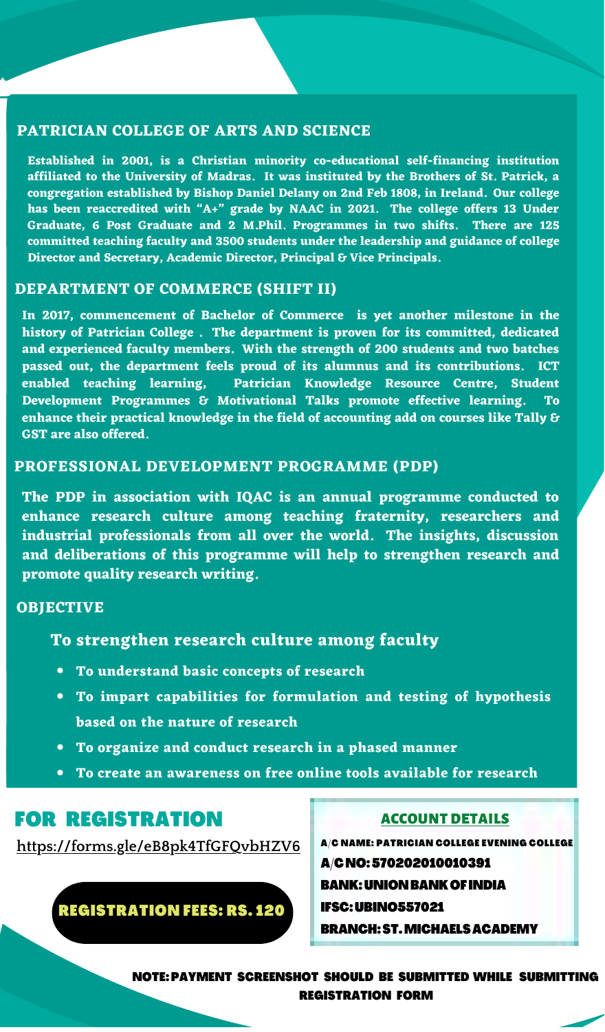## PATRICIAN COLLEGE OF ARTS AND SCIENCE

Established in 2001, is a Christian minority co-educational self-financing institution affiliated to the University of Madras. It was instituted by the Brothers of St. Patrick, a congregation established by Bishop Daniel Delany on 2nd Feb 1808, in Ireland. Our college has been reaccredited with "A+" grade by NAAC in 2021. The college offers 13 Under Graduate, 6 Post Graduate and 2 M.Phil. Programmes in two shifts. There are 125 committed teaching faculty and 3500 students under the leadership and guidance of college Director and Secretary, Academic Director, Principal & Vice Principals.

## DEPARTMENT OF COMMERCE (SHIFT II)

In 2017, commencement of Bachelor of Commerce is yet another milestone in the history of Patrician College . The department is proven for its committed, dedicated and experienced faculty members. With the strength of 200 students and two batches passed out, the department feels proud of its alumnus and its contributions. ICT enabled teaching learning, Patrician Knowledge Resource Centre, Student Development Programmes & Motivational Talks promote effective learning. To enhance their practical knowledge in the field of accounting add on courses like Tally & GST are also offered.

## PROFESSIONAL DEVELOPMENT PROGRAMME (PDP)

The PDP in association with IQAC is an annual programme conducted to enhance research culture among teaching fraternity, researchers and industrial professionals from all over the world. The insights, discussion and deliberations of this programme will help to strengthen research and promote quality research writing.

## OBJECTIVE

### To strengthen research culture among faculty

- To understand basic concepts of research
- To impart capabilities for formulation and testing of hypothesis based on the nature of research
- To organize and conduct research in a phased manner
- To create an awareness on free online tools available for research

## FOR REGISTRATION

https://forms.gle/eB8pk4TfGFQvbHZV6

**REGISTRATION FEES: RS. 120**

### ACCOUNT DETAILS

A/C NAME: PATRICIAN COLLEGE EVENING COLLEGE
A/C NO: 570202010010391
BANK: UNION BANK OF INDIA
IFSC: UBIN0557021
BRANCH: ST. MICHAELS ACADEMY

**NOTE: PAYMENT SCREENSHOT SHOULD BE SUBMITTED WHILE SUBMITTING REGISTRATION FORM**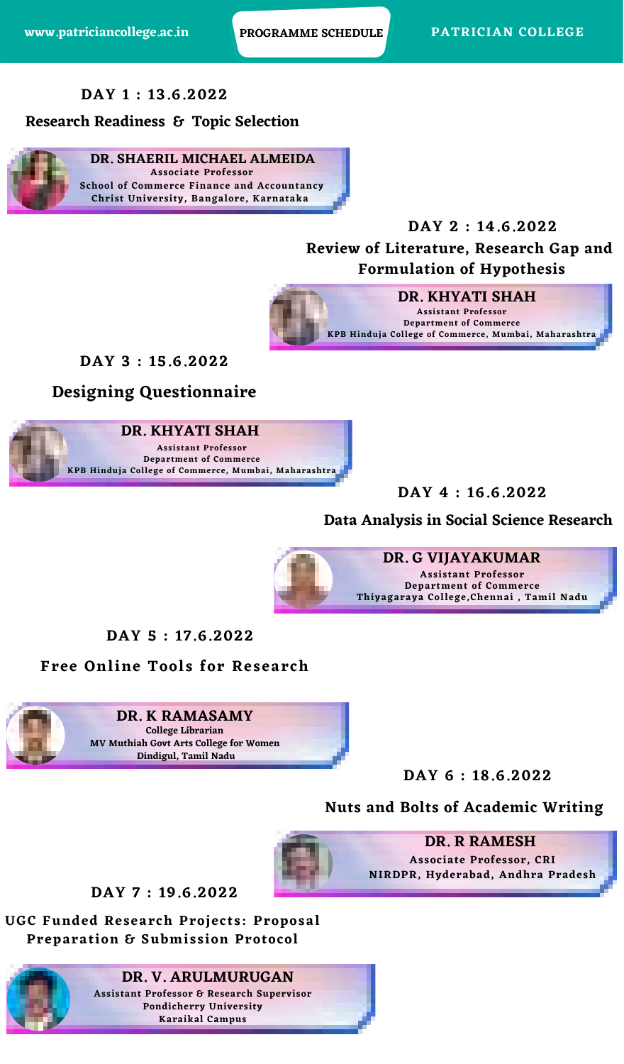www.patriciancollege.ac.in | PROGRAMME SCHEDULE | PATRICIAN COLLEGE

## DAY 1 : 13.6.2022

### Research Readiness & Topic Selection

**DR. SHAERIL MICHAEL ALMEIDA**
Associate Professor
School of Commerce Finance and Accountancy
Christ University, Bangalore, Karnataka

## DAY 2 : 14.6.2022

### Review of Literature, Research Gap and Formulation of Hypothesis

**DR. KHYATI SHAH**
Assistant Professor
Department of Commerce
KPB Hinduja College of Commerce, Mumbai, Maharashtra

## DAY 3 : 15.6.2022

### Designing Questionnaire

**DR. KHYATI SHAH**
Assistant Professor
Department of Commerce
KPB Hinduja College of Commerce, Mumbai, Maharashtra

## DAY 4 : 16.6.2022

### Data Analysis in Social Science Research

**DR. G VIJAYAKUMAR**
Assistant Professor
Department of Commerce
Thiyagaraya College,Chennai , Tamil Nadu

## DAY 5 : 17.6.2022

### Free Online Tools for Research

**DR. K RAMASAMY**
College Librarian
MV Muthiah Govt Arts College for Women
Dindigul, Tamil Nadu

## DAY 6 : 18.6.2022

### Nuts and Bolts of Academic Writing

**DR. R RAMESH**
Associate Professor, CRI
NIRDPR, Hyderabad, Andhra Pradesh

## DAY 7 : 19.6.2022

### UGC Funded Research Projects: Proposal Preparation & Submission Protocol

**DR. V. ARULMURUGAN**
Assistant Professor & Research Supervisor
Pondicherry University
Karaikal Campus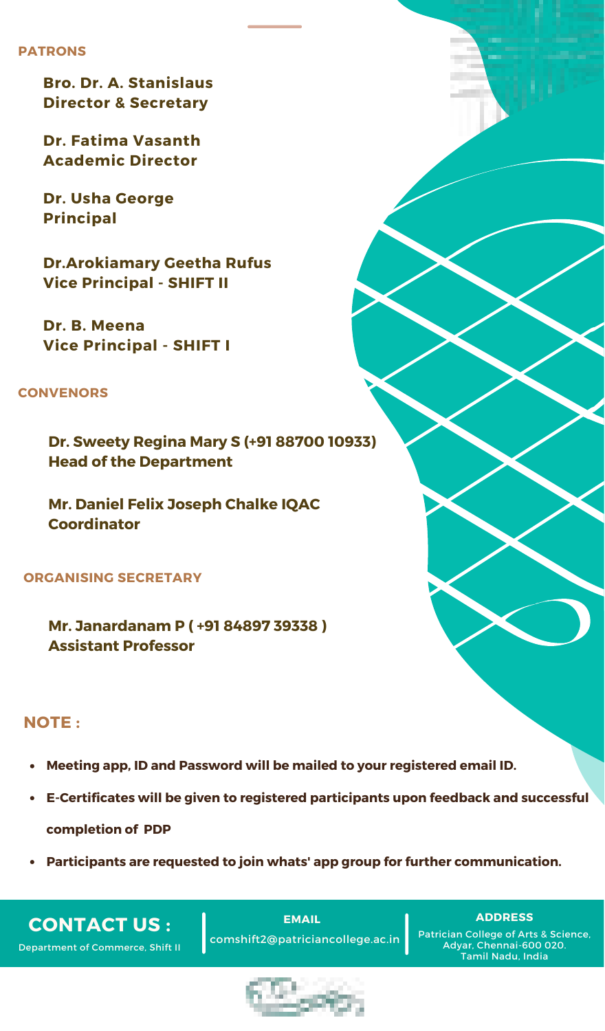## PATRONS

**Bro. Dr. A. Stanislaus**
**Director & Secretary**

**Dr. Fatima Vasanth**
**Academic Director**

**Dr. Usha George**
**Principal**

**Dr.Arokiamary Geetha Rufus**
**Vice Principal - SHIFT II**

**Dr. B. Meena**
**Vice Principal - SHIFT I**

## CONVENORS

**Dr. Sweety Regina Mary S (+91 88700 10933)**
**Head of the Department**

**Mr. Daniel Felix Joseph Chalke IQAC Coordinator**

## ORGANISING SECRETARY

**Mr. Janardanam P ( +91 84897 39338 )**
**Assistant Professor**

## NOTE :

- **Meeting app, ID and Password will be mailed to your registered email ID.**
- **E-Certificates will be given to registered participants upon feedback and successful completion of PDP**
- **Participants are requested to join whats' app group for further communication.**

## CONTACT US :

Department of Commerce, Shift II

**EMAIL**

comshift2@patriciancollege.ac.in

**ADDRESS**

Patrician College of Arts & Science,
Adyar, Chennai-600 020.
Tamil Nadu, India